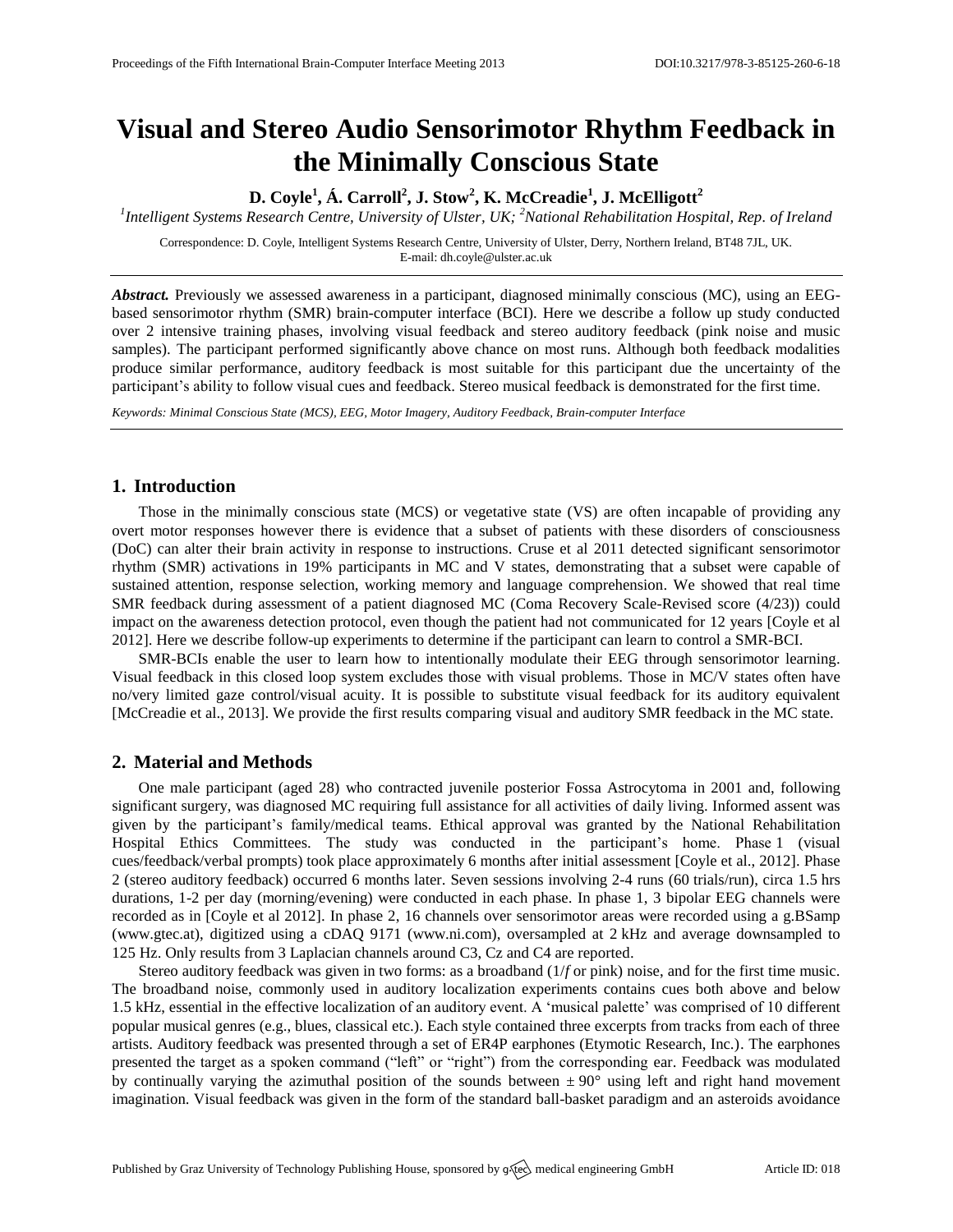# Visual and Stereo Audio Sensorimotor Rhythm Feedback in the Minimally Conscious State

**D. Coyle[1], Á. Carroll[2], J. Stow[2], K. McCreadie[1], J. McElligott[2]**

[1]*Intelligent Systems Research Centre, University of Ulster, UK;* [2]*National Rehabilitation Hospital, Rep. of Ireland*

Correspondence: D. Coyle, Intelligent Systems Research Centre, University of Ulster, Derry, Northern Ireland, BT48 7JL, UK. E-mail: dh.coyle@ulster.ac.uk

***Abstract.*** Previously we assessed awareness in a participant, diagnosed minimally conscious (MC), using an EEG-based sensorimotor rhythm (SMR) brain-computer interface (BCI). Here we describe a follow up study conducted over 2 intensive training phases, involving visual feedback and stereo auditory feedback (pink noise and music samples). The participant performed significantly above chance on most runs. Although both feedback modalities produce similar performance, auditory feedback is most suitable for this participant due the uncertainty of the participant's ability to follow visual cues and feedback. Stereo musical feedback is demonstrated for the first time.

*Keywords: Minimal Conscious State (MCS), EEG, Motor Imagery, Auditory Feedback, Brain-computer Interface*

## 1. Introduction

Those in the minimally conscious state (MCS) or vegetative state (VS) are often incapable of providing any overt motor responses however there is evidence that a subset of patients with these disorders of consciousness (DoC) can alter their brain activity in response to instructions. Cruse et al 2011 detected significant sensorimotor rhythm (SMR) activations in 19% participants in MC and V states, demonstrating that a subset were capable of sustained attention, response selection, working memory and language comprehension. We showed that real time SMR feedback during assessment of a patient diagnosed MC (Coma Recovery Scale-Revised score (4/23)) could impact on the awareness detection protocol, even though the patient had not communicated for 12 years [Coyle et al 2012]. Here we describe follow-up experiments to determine if the participant can learn to control a SMR-BCI.

SMR-BCIs enable the user to learn how to intentionally modulate their EEG through sensorimotor learning. Visual feedback in this closed loop system excludes those with visual problems. Those in MC/V states often have no/very limited gaze control/visual acuity. It is possible to substitute visual feedback for its auditory equivalent [McCreadie et al., 2013]. We provide the first results comparing visual and auditory SMR feedback in the MC state.

## 2. Material and Methods

One male participant (aged 28) who contracted juvenile posterior Fossa Astrocytoma in 2001 and, following significant surgery, was diagnosed MC requiring full assistance for all activities of daily living. Informed assent was given by the participant's family/medical teams. Ethical approval was granted by the National Rehabilitation Hospital Ethics Committees. The study was conducted in the participant's home. Phase 1 (visual cues/feedback/verbal prompts) took place approximately 6 months after initial assessment [Coyle et al., 2012]. Phase 2 (stereo auditory feedback) occurred 6 months later. Seven sessions involving 2-4 runs (60 trials/run), circa 1.5 hrs durations, 1-2 per day (morning/evening) were conducted in each phase. In phase 1, 3 bipolar EEG channels were recorded as in [Coyle et al 2012]. In phase 2, 16 channels over sensorimotor areas were recorded using a g.BSamp (www.gtec.at), digitized using a cDAQ 9171 (www.ni.com), oversampled at 2 kHz and average downsampled to 125 Hz. Only results from 3 Laplacian channels around C3, Cz and C4 are reported.

Stereo auditory feedback was given in two forms: as a broadband ($1/f$ or pink) noise, and for the first time music. The broadband noise, commonly used in auditory localization experiments contains cues both above and below 1.5 kHz, essential in the effective localization of an auditory event. A 'musical palette' was comprised of 10 different popular musical genres (e.g., blues, classical etc.). Each style contained three excerpts from tracks from each of three artists. Auditory feedback was presented through a set of ER4P earphones (Etymotic Research, Inc.). The earphones presented the target as a spoken command ("left" or "right") from the corresponding ear. Feedback was modulated by continually varying the azimuthal position of the sounds between $\pm 90°$ using left and right hand movement imagination. Visual feedback was given in the form of the standard ball-basket paradigm and an asteroids avoidance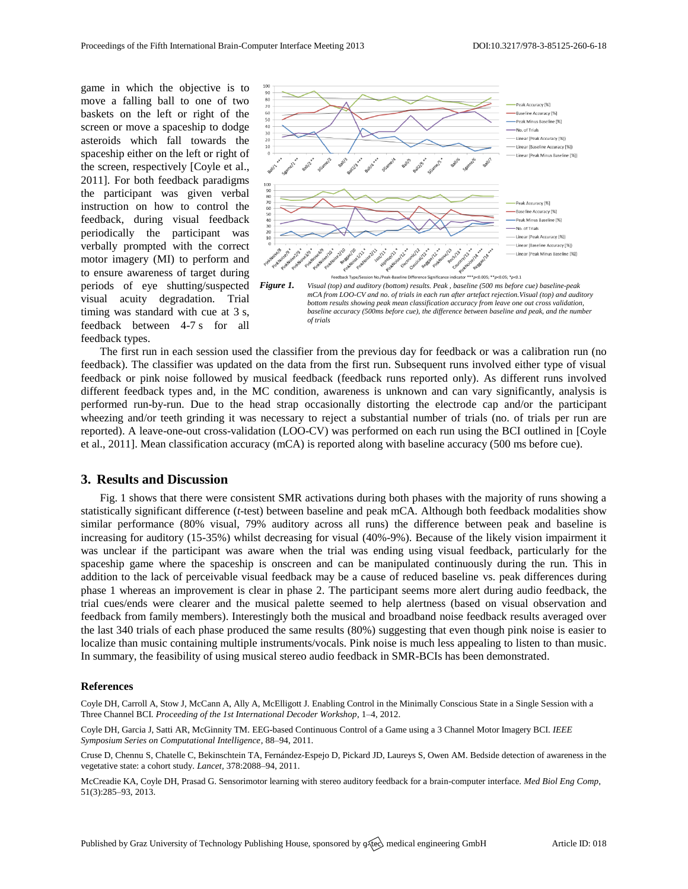game in which the objective is to move a falling ball to one of two baskets on the left or right of the screen or move a spaceship to dodge asteroids which fall towards the spaceship either on the left or right of the screen, respectively [Coyle et al., 2011]. For both feedback paradigms the participant was given verbal instruction on how to control the feedback, during visual feedback periodically the participant was verbally prompted with the correct motor imagery (MI) to perform and to ensure awareness of target during periods of eye shutting/suspected visual acuity degradation. Trial timing was standard with cue at 3 s, feedback between 4-7 s for all feedback types.

100
90
80
70
60
50
40
30
20
10
0

Ball/1 ***
Sgame/1 **
Ball/2 **
SGame/2
Ball/3
Ball/3 ***
Ball/4 ***
SGame/4
Ball/5
Ball/5 **
SGame/5 *
Ball/6
Sgame/6
Ball/7

Peak Accuracy [%]
Baseline Accuracy [%]
Peak Minus Baseline [%]
No. of Trials
Linear (Peak Accuracy [%])
Linear (Baseline Accuracy [%])
Linear (Peak Minus Baseline [%])

100
90
80
70
60
50
40
30
20
10
0

PinkNoise/8
PinkNoise/9 *
PinkNoise2/9 *
PinkNoise3/9 *
PinkNoise4/9
PinkNoise/10 *
PinkNoise2/10
Reggae/10
PinkNoise/11 *
PinkNoise2/11
Jazz/11 *
HipHop/11 *
PinkNoise/12 **
Electronic/12
Classical/12 **
Reggae/12 **
PinkNoise/13
Rock/13 *
Country/13 **
PinkNoise/14 ***
Reggae/14 ***

Peak Accuracy [%]
Baseline Accuracy [%]
Peak Minus Baseline [%]
No. of Trials
Linear (Peak Accuracy [%])
Linear (Baseline Accuracy [%])
Linear (Peak Minus Baseline [%])

Feedback Type/Session No./Peak-Baseline Difference Significance indicator ***p<0.005; **p<0.05; *p<0.1

***Figure 1.*** *Visual (top) and auditory (bottom) results. Peak , baseline (500 ms before cue) baseline-peak mCA from LOO-CV and no. of trials in each run after artefact rejection.Visual (top) and auditory bottom results showing peak mean classification accuracy from leave one out cross validation, baseline accuracy (500ms before cue), the difference between baseline and peak, and the number of trials*

The first run in each session used the classifier from the previous day for feedback or was a calibration run (no feedback). The classifier was updated on the data from the first run. Subsequent runs involved either type of visual feedback or pink noise followed by musical feedback (feedback runs reported only). As different runs involved different feedback types and, in the MC condition, awareness is unknown and can vary significantly, analysis is performed run-by-run. Due to the head strap occasionally distorting the electrode cap and/or the participant wheezing and/or teeth grinding it was necessary to reject a substantial number of trials (no. of trials per run are reported). A leave-one-out cross-validation (LOO-CV) was performed on each run using the BCI outlined in [Coyle et al., 2011]. Mean classification accuracy (mCA) is reported along with baseline accuracy (500 ms before cue).

## 3. Results and Discussion

Fig. 1 shows that there were consistent SMR activations during both phases with the majority of runs showing a statistically significant difference (*t*-test) between baseline and peak mCA. Although both feedback modalities show similar performance (80% visual, 79% auditory across all runs) the difference between peak and baseline is increasing for auditory (15-35%) whilst decreasing for visual (40%-9%). Because of the likely vision impairment it was unclear if the participant was aware when the trial was ending using visual feedback, particularly for the spaceship game where the spaceship is onscreen and can be manipulated continuously during the run. This in addition to the lack of perceivable visual feedback may be a cause of reduced baseline vs. peak differences during phase 1 whereas an improvement is clear in phase 2. The participant seems more alert during audio feedback, the trial cues/ends were clearer and the musical palette seemed to help alertness (based on visual observation and feedback from family members). Interestingly both the musical and broadband noise feedback results averaged over the last 340 trials of each phase produced the same results (80%) suggesting that even though pink noise is easier to localize than music containing multiple instruments/vocals. Pink noise is much less appealing to listen to than music. In summary, the feasibility of using musical stereo audio feedback in SMR-BCIs has been demonstrated.

### References

Coyle DH, Carroll A, Stow J, McCann A, Ally A, McElligott J. Enabling Control in the Minimally Conscious State in a Single Session with a Three Channel BCI. *Proceeding of the 1st International Decoder Workshop*, 1–4, 2012.

Coyle DH, Garcia J, Satti AR, McGinnity TM. EEG-based Continuous Control of a Game using a 3 Channel Motor Imagery BCI. *IEEE Symposium Series on Computational Intelligence*, 88–94, 2011.

Cruse D, Chennu S, Chatelle C, Bekinschtein TA, Fernández-Espejo D, Pickard JD, Laureys S, Owen AM. Bedside detection of awareness in the vegetative state: a cohort study. *Lancet*, 378:2088–94, 2011.

McCreadie KA, Coyle DH, Prasad G. Sensorimotor learning with stereo auditory feedback for a brain-computer interface. *Med Biol Eng Comp*, 51(3):285–93, 2013.